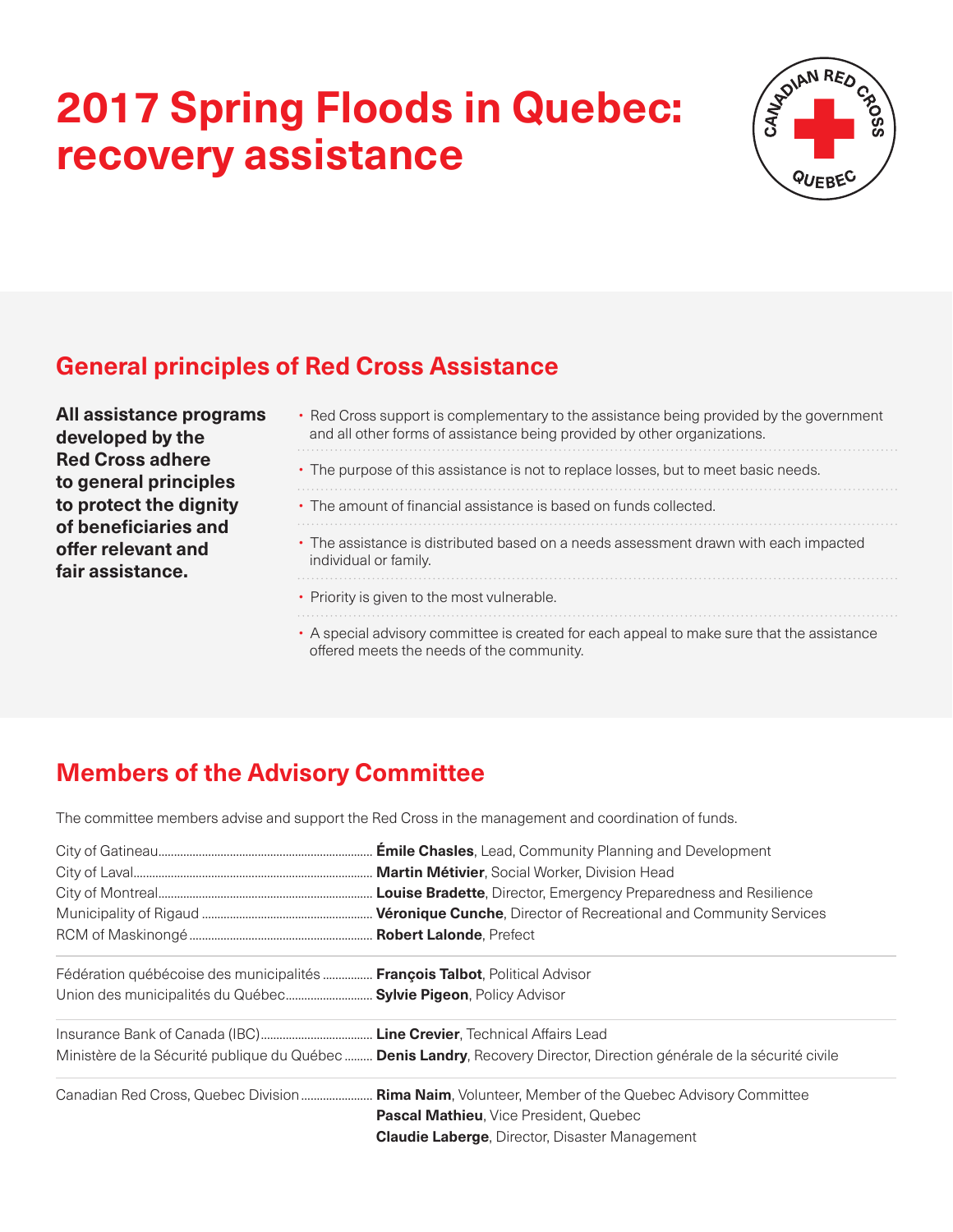# 2017 Spring Floods in Quebec: recovery assistance

## General principles of Red Cross Assistance

**All assistance programs developed by the Red Cross adhere to general principles to protect the dignity of beneficiaries and offer relevant and fair assistance.**

- Red Cross support is complementary to the assistance being provided by the government and all other forms of assistance being provided by other organizations.
- The purpose of this assistance is not to replace losses, but to meet basic needs.
- The amount of financial assistance is based on funds collected.
- The assistance is distributed based on a needs assessment drawn with each impacted individual or family.
- Priority is given to the most vulnerable.
- A special advisory committee is created for each appeal to make sure that the assistance offered meets the needs of the community.

## Members of the Advisory Committee

The committee members advise and support the Red Cross in the management and coordination of funds.

| Organization | Member |
|---|---|
| City of Gatineau | **Émile Chasles**, Lead, Community Planning and Development |
| City of Laval | **Martin Métivier**, Social Worker, Division Head |
| City of Montreal | **Louise Bradette**, Director, Emergency Preparedness and Resilience |
| Municipality of Rigaud | **Véronique Cunche**, Director of Recreational and Community Services |
| RCM of Maskinongé | **Robert Lalonde**, Prefect |
| Fédération québécoise des municipalités | **François Talbot**, Political Advisor |
| Union des municipalités du Québec | **Sylvie Pigeon**, Policy Advisor |
| Insurance Bank of Canada (IBC) | **Line Crevier**, Technical Affairs Lead |
| Ministère de la Sécurité publique du Québec | **Denis Landry**, Recovery Director, Direction générale de la sécurité civile |
| Canadian Red Cross, Quebec Division | **Rima Naim**, Volunteer, Member of the Quebec Advisory Committee |
| | **Pascal Mathieu**, Vice President, Quebec |
| | **Claudie Laberge**, Director, Disaster Management |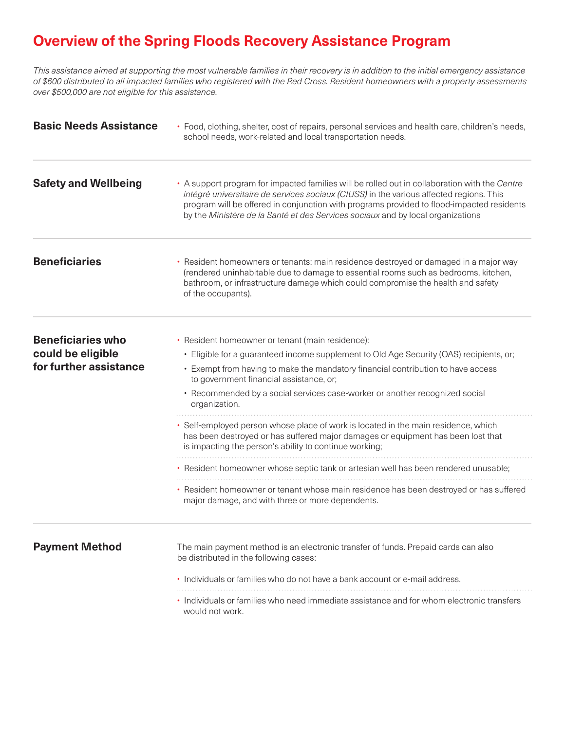# Overview of the Spring Floods Recovery Assistance Program

*This assistance aimed at supporting the most vulnerable families in their recovery is in addition to the initial emergency assistance of $600 distributed to all impacted families who registered with the Red Cross. Resident homeowners with a property assessments over $500,000 are not eligible for this assistance.*

## Basic Needs Assistance

- Food, clothing, shelter, cost of repairs, personal services and health care, children's needs, school needs, work-related and local transportation needs.

## Safety and Wellbeing

- A support program for impacted families will be rolled out in collaboration with the *Centre intégré universitaire de services sociaux (CIUSS)* in the various affected regions. This program will be offered in conjunction with programs provided to flood-impacted residents by the *Ministère de la Santé et des Services sociaux* and by local organizations

## Beneficiaries

- Resident homeowners or tenants: main residence destroyed or damaged in a major way (rendered uninhabitable due to damage to essential rooms such as bedrooms, kitchen, bathroom, or infrastructure damage which could compromise the health and safety of the occupants).

## Beneficiaries who could be eligible for further assistance

- Resident homeowner or tenant (main residence):
  - Eligible for a guaranteed income supplement to Old Age Security (OAS) recipients, or;
  - Exempt from having to make the mandatory financial contribution to have access to government financial assistance, or;
  - Recommended by a social services case-worker or another recognized social organization.
- Self-employed person whose place of work is located in the main residence, which has been destroyed or has suffered major damages or equipment has been lost that is impacting the person's ability to continue working;
- Resident homeowner whose septic tank or artesian well has been rendered unusable;
- Resident homeowner or tenant whose main residence has been destroyed or has suffered major damage, and with three or more dependents.

## Payment Method

The main payment method is an electronic transfer of funds. Prepaid cards can also be distributed in the following cases:

- Individuals or families who do not have a bank account or e-mail address.
- Individuals or families who need immediate assistance and for whom electronic transfers would not work.